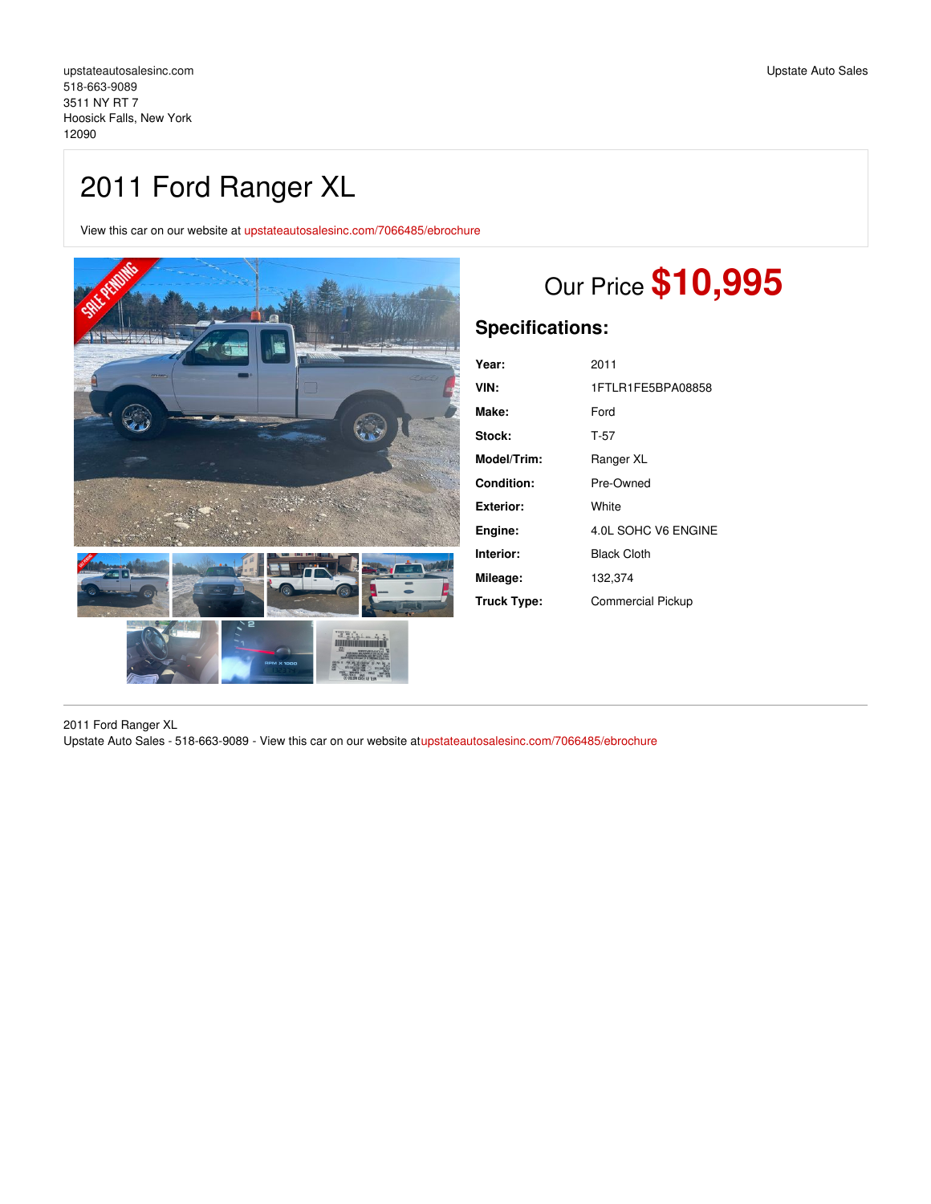upstateautosalesinc.com
518-663-9089
3511 NY RT 7
Hoosick Falls, New York
12090

Upstate Auto Sales

# 2011 Ford Ranger XL

View this car on our website at upstateautosalesinc.com/7066485/ebrochure

Our Price **$10,995**

## Specifications:

| | |
|---|---|
| **Year:** | 2011 |
| **VIN:** | 1FTLR1FE5BPA08858 |
| **Make:** | Ford |
| **Stock:** | T-57 |
| **Model/Trim:** | Ranger XL |
| **Condition:** | Pre-Owned |
| **Exterior:** | White |
| **Engine:** | 4.0L SOHC V6 ENGINE |
| **Interior:** | Black Cloth |
| **Mileage:** | 132,374 |
| **Truck Type:** | Commercial Pickup |

2011 Ford Ranger XL
Upstate Auto Sales - 518-663-9089 - View this car on our website at upstateautosalesinc.com/7066485/ebrochure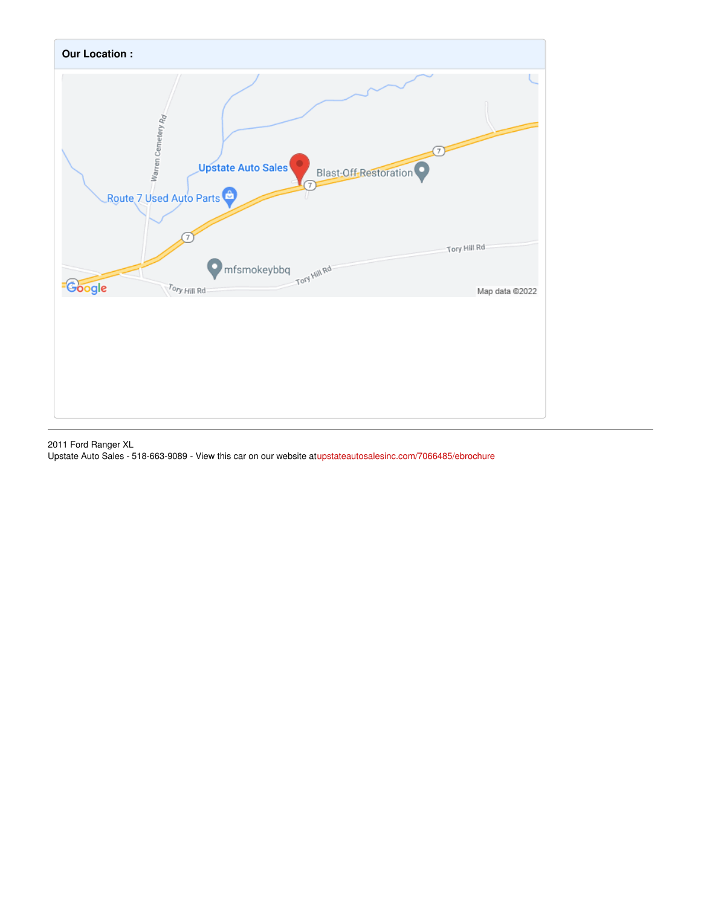**Our Location :**

2011 Ford Ranger XL
Upstate Auto Sales - 518-663-9089 - View this car on our website atupstateautosalesinc.com/7066485/ebrochure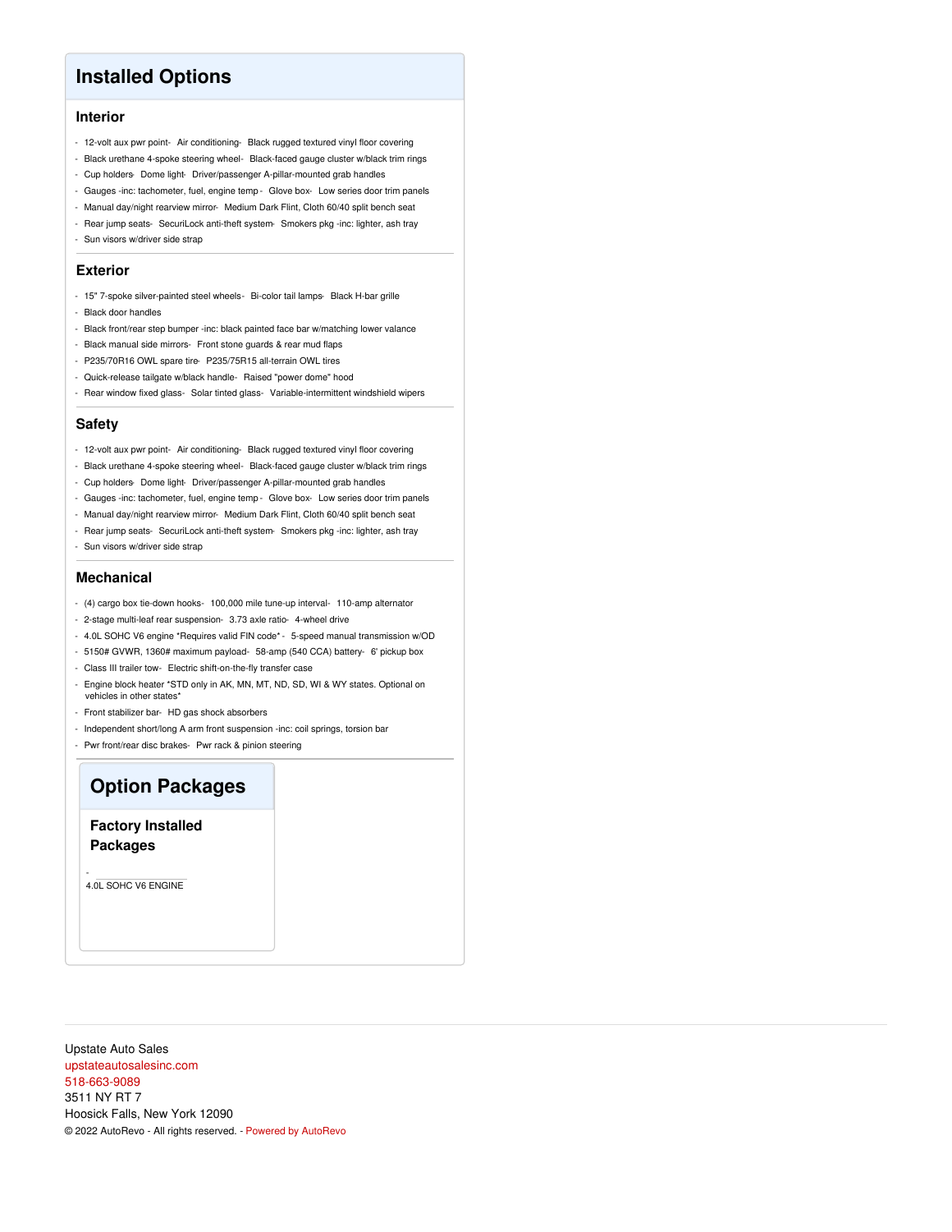# Installed Options

## Interior

- 12-volt aux pwr point- Air conditioning- Black rugged textured vinyl floor covering
- Black urethane 4-spoke steering wheel- Black-faced gauge cluster w/black trim rings
- Cup holders- Dome light- Driver/passenger A-pillar-mounted grab handles
- Gauges -inc: tachometer, fuel, engine temp - Glove box- Low series door trim panels
- Manual day/night rearview mirror- Medium Dark Flint, Cloth 60/40 split bench seat
- Rear jump seats- SecuriLock anti-theft system- Smokers pkg -inc: lighter, ash tray
- Sun visors w/driver side strap

## Exterior

- 15" 7-spoke silver-painted steel wheels- Bi-color tail lamps- Black H-bar grille
- Black door handles
- Black front/rear step bumper -inc: black painted face bar w/matching lower valance
- Black manual side mirrors- Front stone guards & rear mud flaps
- P235/70R16 OWL spare tire- P235/75R15 all-terrain OWL tires
- Quick-release tailgate w/black handle- Raised "power dome" hood
- Rear window fixed glass- Solar tinted glass- Variable-intermittent windshield wipers

## Safety

- 12-volt aux pwr point- Air conditioning- Black rugged textured vinyl floor covering
- Black urethane 4-spoke steering wheel- Black-faced gauge cluster w/black trim rings
- Cup holders- Dome light- Driver/passenger A-pillar-mounted grab handles
- Gauges -inc: tachometer, fuel, engine temp - Glove box- Low series door trim panels
- Manual day/night rearview mirror- Medium Dark Flint, Cloth 60/40 split bench seat
- Rear jump seats- SecuriLock anti-theft system- Smokers pkg -inc: lighter, ash tray
- Sun visors w/driver side strap

## Mechanical

- (4) cargo box tie-down hooks- 100,000 mile tune-up interval- 110-amp alternator
- 2-stage multi-leaf rear suspension- 3.73 axle ratio- 4-wheel drive
- 4.0L SOHC V6 engine *Requires valid FIN code* - 5-speed manual transmission w/OD
- 5150# GVWR, 1360# maximum payload- 58-amp (540 CCA) battery- 6' pickup box
- Class III trailer tow- Electric shift-on-the-fly transfer case
- Engine block heater *STD only in AK, MN, MT, ND, SD, WI & WY states. Optional on vehicles in other states*
- Front stabilizer bar- HD gas shock absorbers
- Independent short/long A arm front suspension -inc: coil springs, torsion bar
- Pwr front/rear disc brakes- Pwr rack & pinion steering

# Option Packages

## Factory Installed Packages

- 4.0L SOHC V6 ENGINE

Upstate Auto Sales
upstateautosalesinc.com
518-663-9089
3511 NY RT 7
Hoosick Falls, New York 12090
© 2022 AutoRevo - All rights reserved. - Powered by AutoRevo